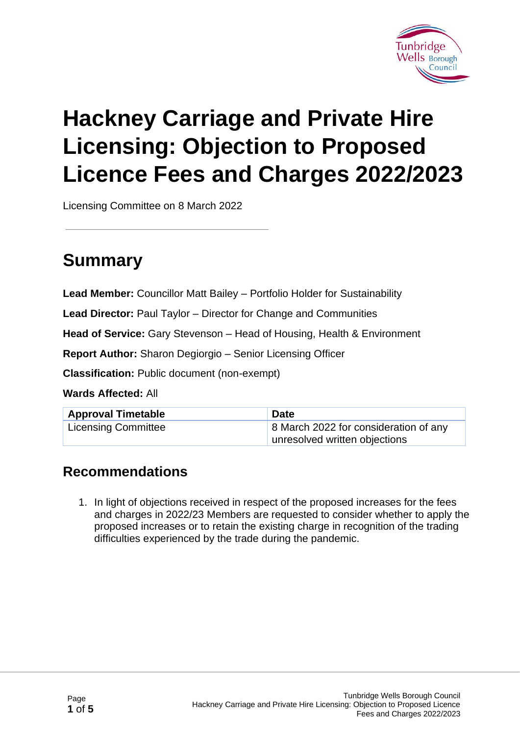# Hackney Carriage and Private Hire Licensing: Objection to Proposed Licence Fees and Charges 2022/2023

Licensing Committee on 8 March 2022

## Summary

**Lead Member:** Councillor Matt Bailey – Portfolio Holder for Sustainability

**Lead Director:** Paul Taylor – Director for Change and Communities

**Head of Service:** Gary Stevenson – Head of Housing, Health & Environment

**Report Author:** Sharon Degiorgio – Senior Licensing Officer

**Classification:** Public document (non-exempt)

**Wards Affected:** All

| Approval Timetable | Date |
| --- | --- |
| Licensing Committee | 8 March 2022 for consideration of any unresolved written objections |

### Recommendations

1. In light of objections received in respect of the proposed increases for the fees and charges in 2022/23 Members are requested to consider whether to apply the proposed increases or to retain the existing charge in recognition of the trading difficulties experienced by the trade during the pandemic.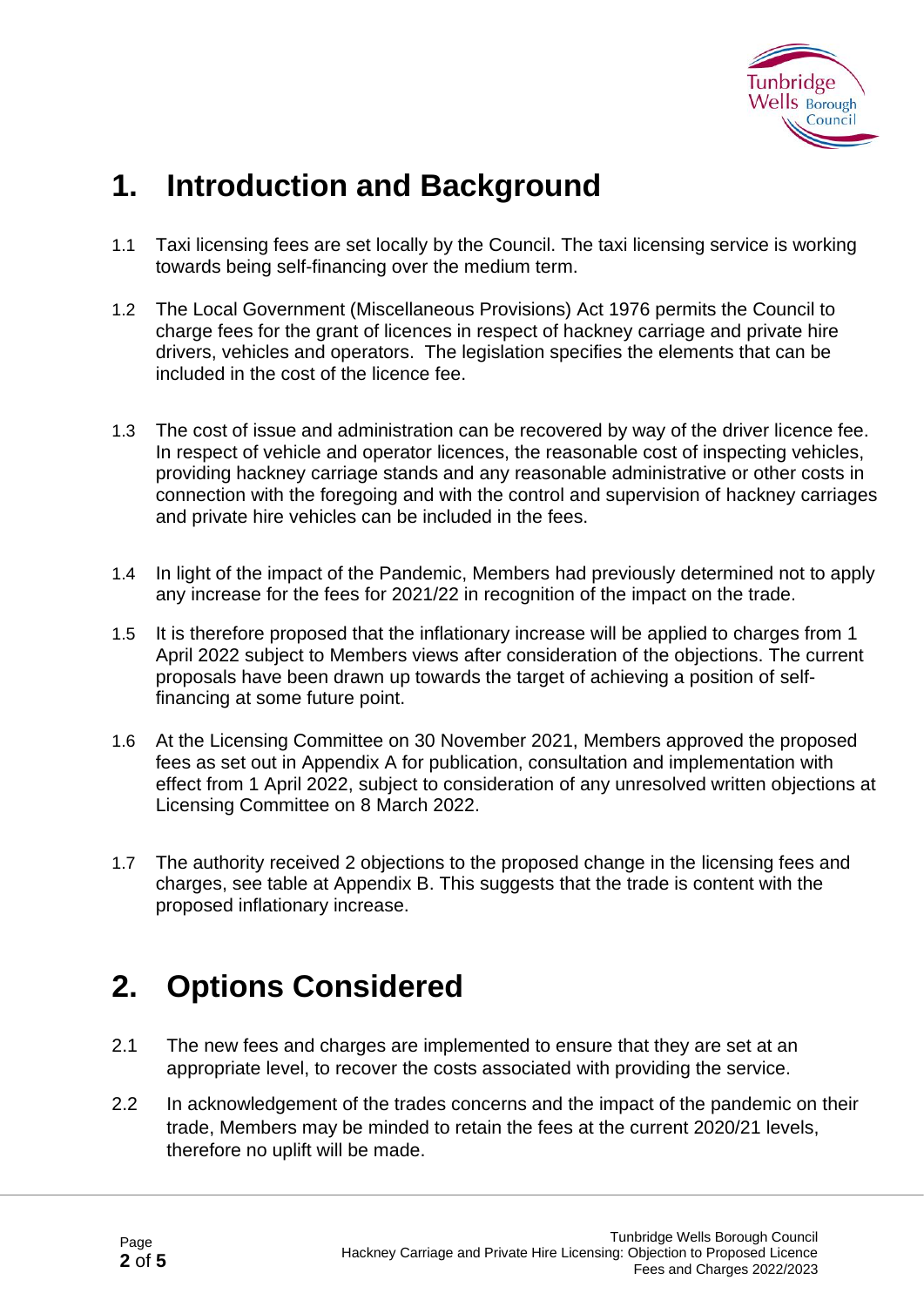# 1. Introduction and Background

1.1 Taxi licensing fees are set locally by the Council. The taxi licensing service is working towards being self-financing over the medium term.

1.2 The Local Government (Miscellaneous Provisions) Act 1976 permits the Council to charge fees for the grant of licences in respect of hackney carriage and private hire drivers, vehicles and operators. The legislation specifies the elements that can be included in the cost of the licence fee.

1.3 The cost of issue and administration can be recovered by way of the driver licence fee. In respect of vehicle and operator licences, the reasonable cost of inspecting vehicles, providing hackney carriage stands and any reasonable administrative or other costs in connection with the foregoing and with the control and supervision of hackney carriages and private hire vehicles can be included in the fees.

1.4 In light of the impact of the Pandemic, Members had previously determined not to apply any increase for the fees for 2021/22 in recognition of the impact on the trade.

1.5 It is therefore proposed that the inflationary increase will be applied to charges from 1 April 2022 subject to Members views after consideration of the objections. The current proposals have been drawn up towards the target of achieving a position of self-financing at some future point.

1.6 At the Licensing Committee on 30 November 2021, Members approved the proposed fees as set out in Appendix A for publication, consultation and implementation with effect from 1 April 2022, subject to consideration of any unresolved written objections at Licensing Committee on 8 March 2022.

1.7 The authority received 2 objections to the proposed change in the licensing fees and charges, see table at Appendix B. This suggests that the trade is content with the proposed inflationary increase.

# 2. Options Considered

2.1 The new fees and charges are implemented to ensure that they are set at an appropriate level, to recover the costs associated with providing the service.

2.2 In acknowledgement of the trades concerns and the impact of the pandemic on their trade, Members may be minded to retain the fees at the current 2020/21 levels, therefore no uplift will be made.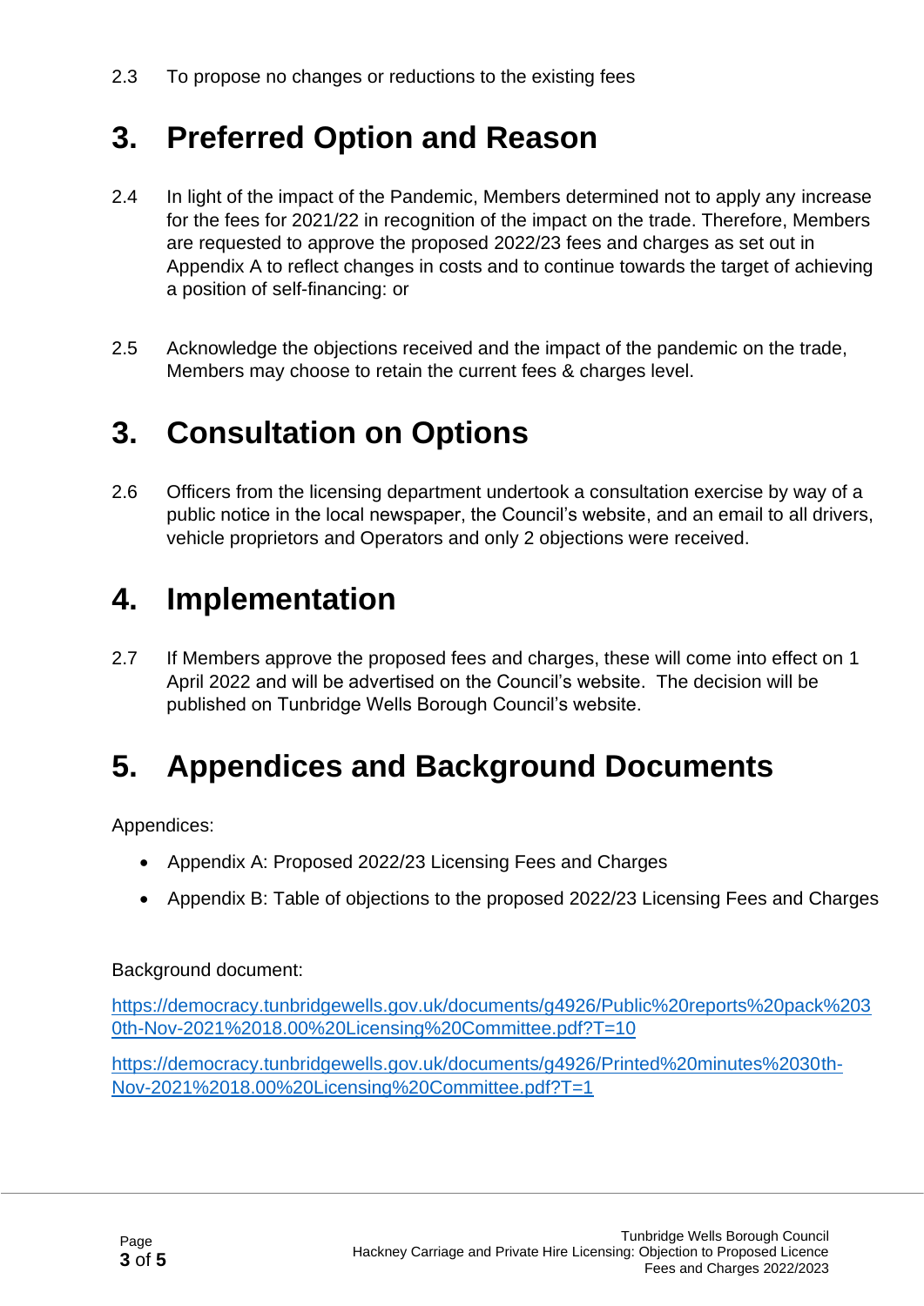2.3 To propose no changes or reductions to the existing fees

# 3. Preferred Option and Reason

2.4 In light of the impact of the Pandemic, Members determined not to apply any increase for the fees for 2021/22 in recognition of the impact on the trade. Therefore, Members are requested to approve the proposed 2022/23 fees and charges as set out in Appendix A to reflect changes in costs and to continue towards the target of achieving a position of self-financing: or

2.5 Acknowledge the objections received and the impact of the pandemic on the trade, Members may choose to retain the current fees & charges level.

# 3. Consultation on Options

2.6 Officers from the licensing department undertook a consultation exercise by way of a public notice in the local newspaper, the Council's website, and an email to all drivers, vehicle proprietors and Operators and only 2 objections were received.

# 4. Implementation

2.7 If Members approve the proposed fees and charges, these will come into effect on 1 April 2022 and will be advertised on the Council's website. The decision will be published on Tunbridge Wells Borough Council's website.

# 5. Appendices and Background Documents

Appendices:

- Appendix A: Proposed 2022/23 Licensing Fees and Charges
- Appendix B: Table of objections to the proposed 2022/23 Licensing Fees and Charges

Background document:

https://democracy.tunbridgewells.gov.uk/documents/g4926/Public%20reports%20pack%2030th-Nov-2021%2018.00%20Licensing%20Committee.pdf?T=10

https://democracy.tunbridgewells.gov.uk/documents/g4926/Printed%20minutes%2030th-Nov-2021%2018.00%20Licensing%20Committee.pdf?T=1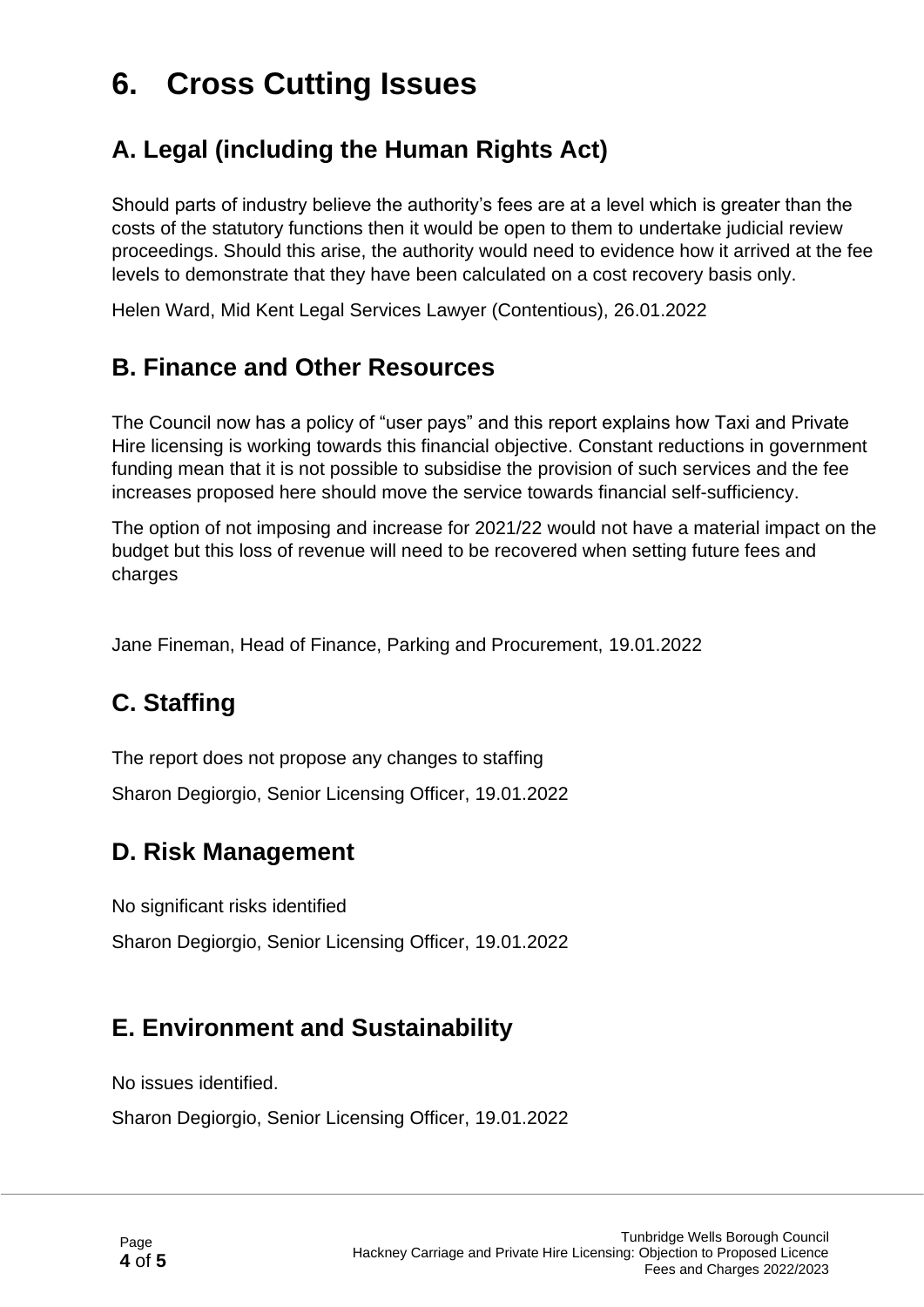# 6. Cross Cutting Issues

## A. Legal (including the Human Rights Act)

Should parts of industry believe the authority's fees are at a level which is greater than the costs of the statutory functions then it would be open to them to undertake judicial review proceedings. Should this arise, the authority would need to evidence how it arrived at the fee levels to demonstrate that they have been calculated on a cost recovery basis only.

Helen Ward, Mid Kent Legal Services Lawyer (Contentious), 26.01.2022

## B. Finance and Other Resources

The Council now has a policy of "user pays" and this report explains how Taxi and Private Hire licensing is working towards this financial objective. Constant reductions in government funding mean that it is not possible to subsidise the provision of such services and the fee increases proposed here should move the service towards financial self-sufficiency.

The option of not imposing and increase for 2021/22 would not have a material impact on the budget but this loss of revenue will need to be recovered when setting future fees and charges

Jane Fineman, Head of Finance, Parking and Procurement, 19.01.2022

## C. Staffing

The report does not propose any changes to staffing

Sharon Degiorgio, Senior Licensing Officer, 19.01.2022

## D. Risk Management

No significant risks identified

Sharon Degiorgio, Senior Licensing Officer, 19.01.2022

## E. Environment and Sustainability

No issues identified.

Sharon Degiorgio, Senior Licensing Officer, 19.01.2022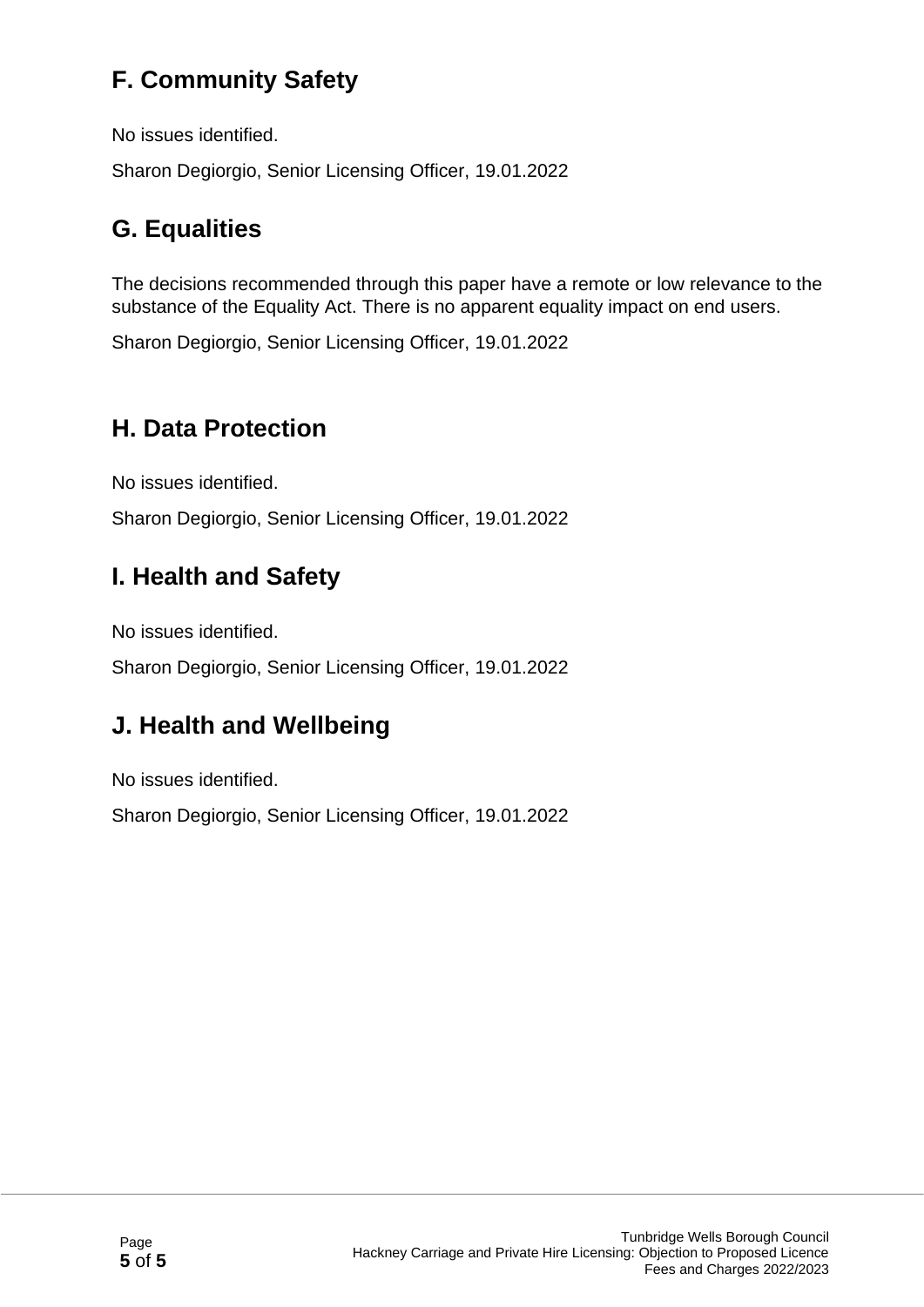## F. Community Safety

No issues identified.

Sharon Degiorgio, Senior Licensing Officer, 19.01.2022

## G. Equalities

The decisions recommended through this paper have a remote or low relevance to the substance of the Equality Act. There is no apparent equality impact on end users.

Sharon Degiorgio, Senior Licensing Officer, 19.01.2022

## H. Data Protection

No issues identified.

Sharon Degiorgio, Senior Licensing Officer, 19.01.2022

## I. Health and Safety

No issues identified.

Sharon Degiorgio, Senior Licensing Officer, 19.01.2022

## J. Health and Wellbeing

No issues identified.

Sharon Degiorgio, Senior Licensing Officer, 19.01.2022